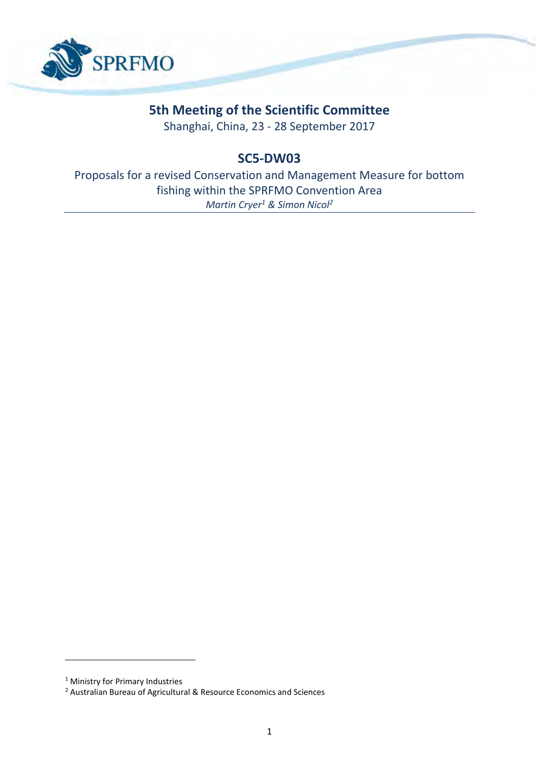# 5th Meeting of the Scientific Committee

Shanghai, China, 23 - 28 September 2017

## SC5-DW03

Proposals for a revised Conservation and Management Measure for bottom fishing within the SPRFMO Convention Area

*Martin Cryer[1] & Simon Nicol[2]*

---

[1] Ministry for Primary Industries

[2] Australian Bureau of Agricultural & Resource Economics and Sciences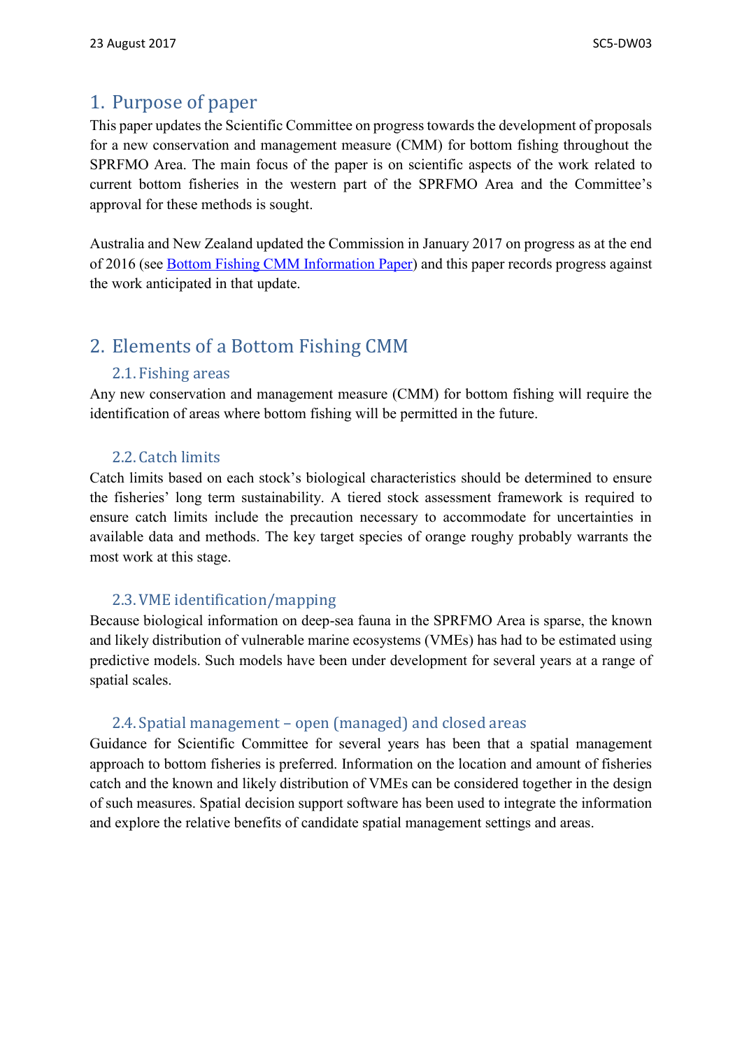## 1. Purpose of paper

This paper updates the Scientific Committee on progress towards the development of proposals for a new conservation and management measure (CMM) for bottom fishing throughout the SPRFMO Area. The main focus of the paper is on scientific aspects of the work related to current bottom fisheries in the western part of the SPRFMO Area and the Committee's approval for these methods is sought.

Australia and New Zealand updated the Commission in January 2017 on progress as at the end of 2016 (see Bottom Fishing CMM Information Paper) and this paper records progress against the work anticipated in that update.

## 2. Elements of a Bottom Fishing CMM

### 2.1. Fishing areas

Any new conservation and management measure (CMM) for bottom fishing will require the identification of areas where bottom fishing will be permitted in the future.

### 2.2. Catch limits

Catch limits based on each stock's biological characteristics should be determined to ensure the fisheries' long term sustainability. A tiered stock assessment framework is required to ensure catch limits include the precaution necessary to accommodate for uncertainties in available data and methods. The key target species of orange roughy probably warrants the most work at this stage.

### 2.3. VME identification/mapping

Because biological information on deep-sea fauna in the SPRFMO Area is sparse, the known and likely distribution of vulnerable marine ecosystems (VMEs) has had to be estimated using predictive models. Such models have been under development for several years at a range of spatial scales.

### 2.4. Spatial management – open (managed) and closed areas

Guidance for Scientific Committee for several years has been that a spatial management approach to bottom fisheries is preferred. Information on the location and amount of fisheries catch and the known and likely distribution of VMEs can be considered together in the design of such measures. Spatial decision support software has been used to integrate the information and explore the relative benefits of candidate spatial management settings and areas.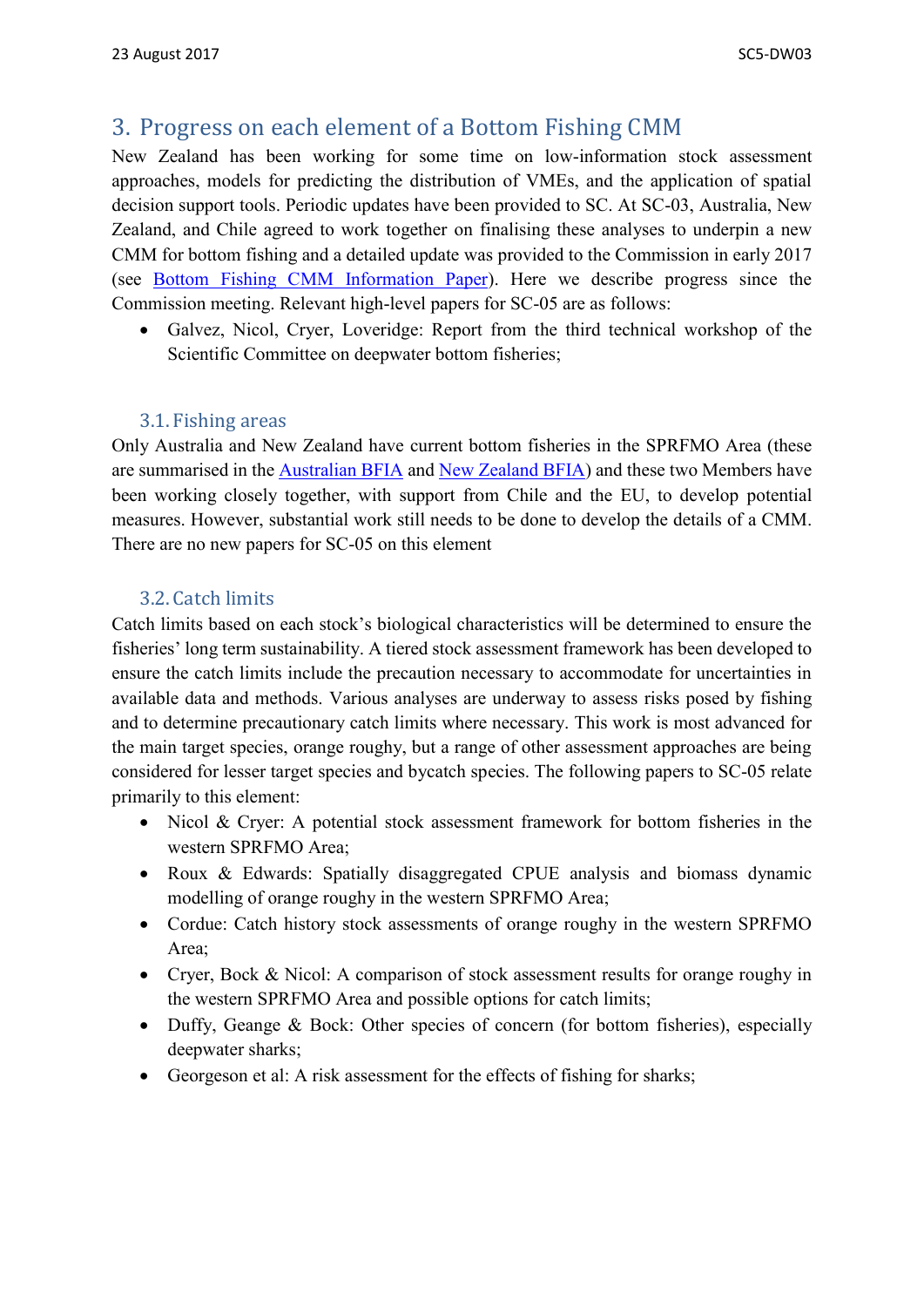## 3. Progress on each element of a Bottom Fishing CMM

New Zealand has been working for some time on low-information stock assessment approaches, models for predicting the distribution of VMEs, and the application of spatial decision support tools. Periodic updates have been provided to SC. At SC-03, Australia, New Zealand, and Chile agreed to work together on finalising these analyses to underpin a new CMM for bottom fishing and a detailed update was provided to the Commission in early 2017 (see Bottom Fishing CMM Information Paper). Here we describe progress since the Commission meeting. Relevant high-level papers for SC-05 are as follows:

- Galvez, Nicol, Cryer, Loveridge: Report from the third technical workshop of the Scientific Committee on deepwater bottom fisheries;

### 3.1. Fishing areas

Only Australia and New Zealand have current bottom fisheries in the SPRFMO Area (these are summarised in the Australian BFIA and New Zealand BFIA) and these two Members have been working closely together, with support from Chile and the EU, to develop potential measures. However, substantial work still needs to be done to develop the details of a CMM. There are no new papers for SC-05 on this element

### 3.2. Catch limits

Catch limits based on each stock's biological characteristics will be determined to ensure the fisheries' long term sustainability. A tiered stock assessment framework has been developed to ensure the catch limits include the precaution necessary to accommodate for uncertainties in available data and methods. Various analyses are underway to assess risks posed by fishing and to determine precautionary catch limits where necessary. This work is most advanced for the main target species, orange roughy, but a range of other assessment approaches are being considered for lesser target species and bycatch species. The following papers to SC-05 relate primarily to this element:

- Nicol & Cryer: A potential stock assessment framework for bottom fisheries in the western SPRFMO Area;
- Roux & Edwards: Spatially disaggregated CPUE analysis and biomass dynamic modelling of orange roughy in the western SPRFMO Area;
- Cordue: Catch history stock assessments of orange roughy in the western SPRFMO Area;
- Cryer, Bock & Nicol: A comparison of stock assessment results for orange roughy in the western SPRFMO Area and possible options for catch limits;
- Duffy, Geange & Bock: Other species of concern (for bottom fisheries), especially deepwater sharks;
- Georgeson et al: A risk assessment for the effects of fishing for sharks;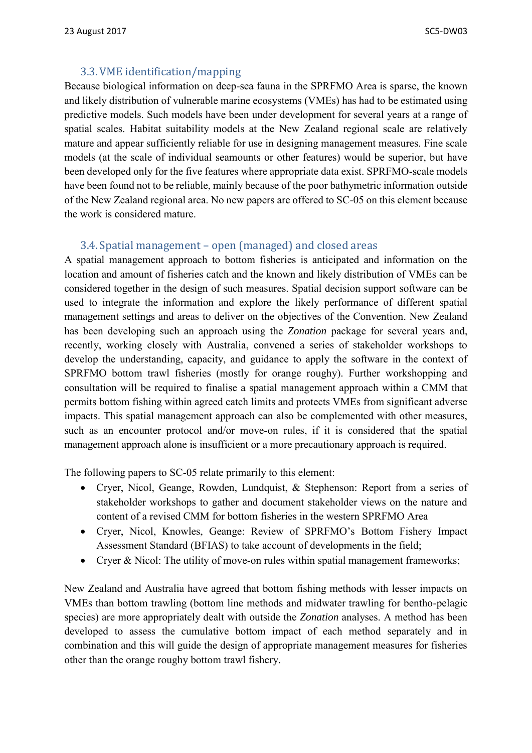### 3.3. VME identification/mapping

Because biological information on deep-sea fauna in the SPRFMO Area is sparse, the known and likely distribution of vulnerable marine ecosystems (VMEs) has had to be estimated using predictive models. Such models have been under development for several years at a range of spatial scales. Habitat suitability models at the New Zealand regional scale are relatively mature and appear sufficiently reliable for use in designing management measures. Fine scale models (at the scale of individual seamounts or other features) would be superior, but have been developed only for the five features where appropriate data exist. SPRFMO-scale models have been found not to be reliable, mainly because of the poor bathymetric information outside of the New Zealand regional area. No new papers are offered to SC-05 on this element because the work is considered mature.

### 3.4. Spatial management – open (managed) and closed areas

A spatial management approach to bottom fisheries is anticipated and information on the location and amount of fisheries catch and the known and likely distribution of VMEs can be considered together in the design of such measures. Spatial decision support software can be used to integrate the information and explore the likely performance of different spatial management settings and areas to deliver on the objectives of the Convention. New Zealand has been developing such an approach using the *Zonation* package for several years and, recently, working closely with Australia, convened a series of stakeholder workshops to develop the understanding, capacity, and guidance to apply the software in the context of SPRFMO bottom trawl fisheries (mostly for orange roughy). Further workshopping and consultation will be required to finalise a spatial management approach within a CMM that permits bottom fishing within agreed catch limits and protects VMEs from significant adverse impacts. This spatial management approach can also be complemented with other measures, such as an encounter protocol and/or move-on rules, if it is considered that the spatial management approach alone is insufficient or a more precautionary approach is required.

The following papers to SC-05 relate primarily to this element:

- Cryer, Nicol, Geange, Rowden, Lundquist, & Stephenson: Report from a series of stakeholder workshops to gather and document stakeholder views on the nature and content of a revised CMM for bottom fisheries in the western SPRFMO Area
- Cryer, Nicol, Knowles, Geange: Review of SPRFMO's Bottom Fishery Impact Assessment Standard (BFIAS) to take account of developments in the field;
- Cryer & Nicol: The utility of move-on rules within spatial management frameworks;

New Zealand and Australia have agreed that bottom fishing methods with lesser impacts on VMEs than bottom trawling (bottom line methods and midwater trawling for bentho-pelagic species) are more appropriately dealt with outside the *Zonation* analyses. A method has been developed to assess the cumulative bottom impact of each method separately and in combination and this will guide the design of appropriate management measures for fisheries other than the orange roughy bottom trawl fishery.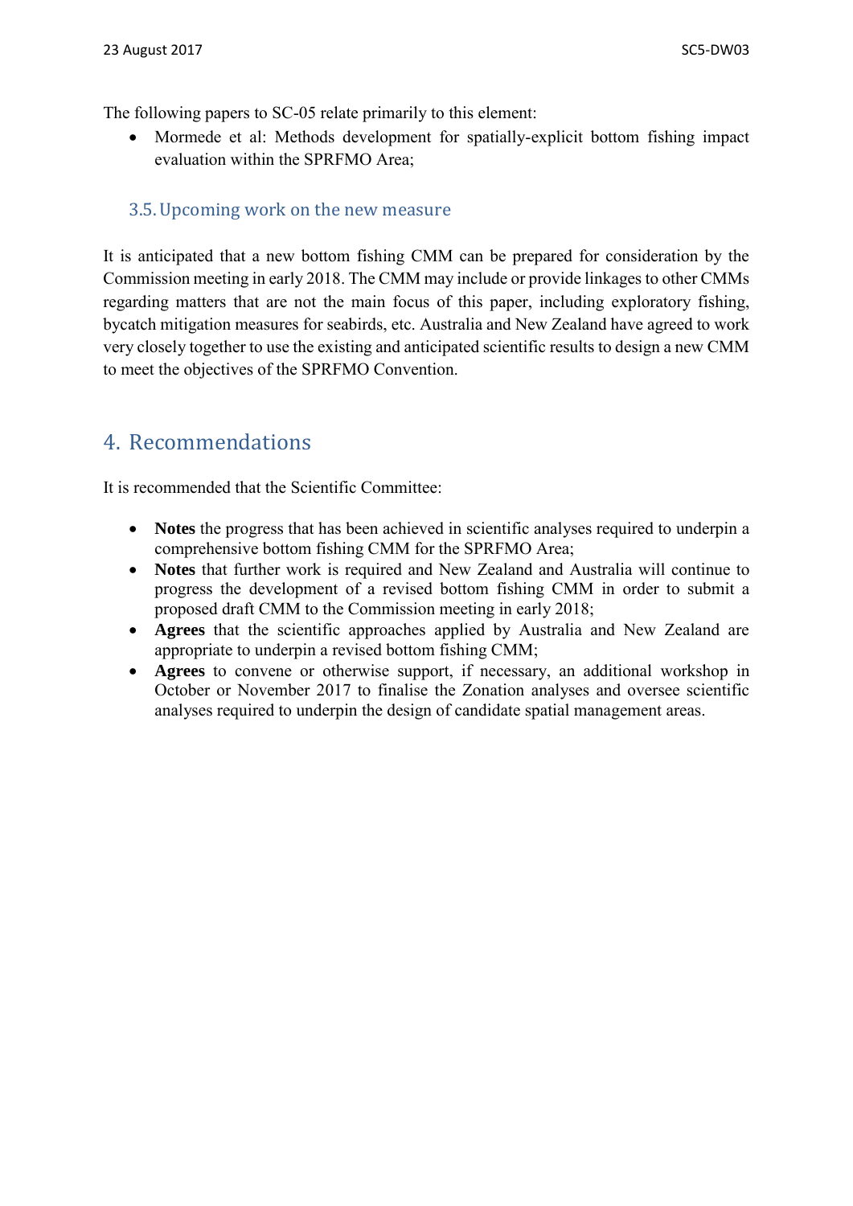The following papers to SC-05 relate primarily to this element:

- Mormede et al: Methods development for spatially-explicit bottom fishing impact evaluation within the SPRFMO Area;

### 3.5. Upcoming work on the new measure

It is anticipated that a new bottom fishing CMM can be prepared for consideration by the Commission meeting in early 2018. The CMM may include or provide linkages to other CMMs regarding matters that are not the main focus of this paper, including exploratory fishing, bycatch mitigation measures for seabirds, etc. Australia and New Zealand have agreed to work very closely together to use the existing and anticipated scientific results to design a new CMM to meet the objectives of the SPRFMO Convention.

## 4. Recommendations

It is recommended that the Scientific Committee:

- **Notes** the progress that has been achieved in scientific analyses required to underpin a comprehensive bottom fishing CMM for the SPRFMO Area;
- **Notes** that further work is required and New Zealand and Australia will continue to progress the development of a revised bottom fishing CMM in order to submit a proposed draft CMM to the Commission meeting in early 2018;
- **Agrees** that the scientific approaches applied by Australia and New Zealand are appropriate to underpin a revised bottom fishing CMM;
- **Agrees** to convene or otherwise support, if necessary, an additional workshop in October or November 2017 to finalise the Zonation analyses and oversee scientific analyses required to underpin the design of candidate spatial management areas.